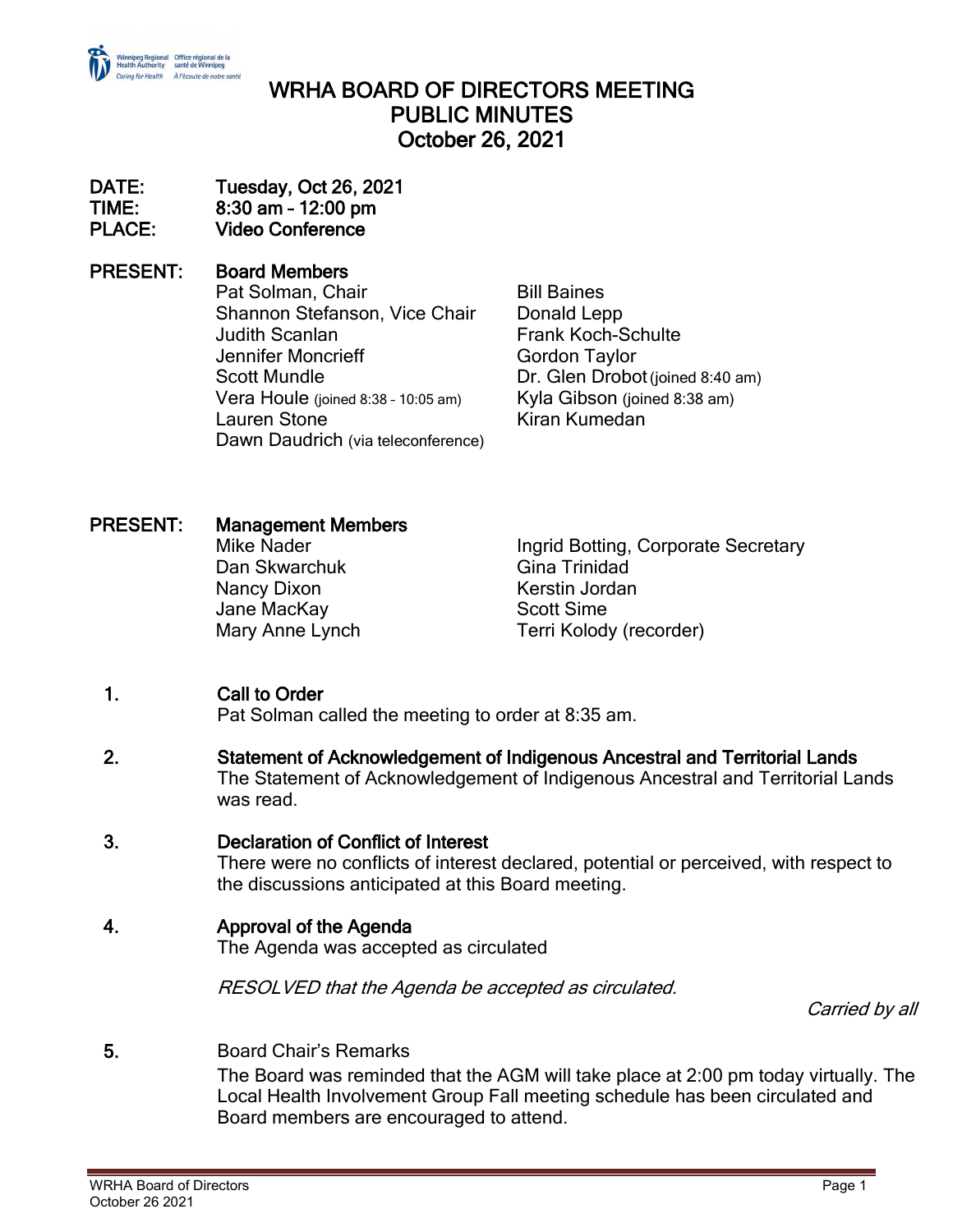# WRHA BOARD OF DIRECTORS MEETING
# PUBLIC MINUTES
# October 26, 2021

**DATE:** Tuesday, Oct 26, 2021
**TIME:** 8:30 am – 12:00 pm
**PLACE:** Video Conference

**PRESENT:** **Board Members**

Pat Solman, Chair
Shannon Stefanson, Vice Chair
Judith Scanlan
Jennifer Moncrieff
Scott Mundle
Vera Houle (joined 8:38 – 10:05 am)
Lauren Stone
Dawn Daudrich (via teleconference)
Bill Baines
Donald Lepp
Frank Koch-Schulte
Gordon Taylor
Dr. Glen Drobot (joined 8:40 am)
Kyla Gibson (joined 8:38 am)
Kiran Kumedan

**PRESENT:** **Management Members**

Mike Nader
Dan Skwarchuk
Nancy Dixon
Jane MacKay
Mary Anne Lynch
Ingrid Botting, Corporate Secretary
Gina Trinidad
Kerstin Jordan
Scott Sime
Terri Kolody (recorder)

1. **Call to Order**
   Pat Solman called the meeting to order at 8:35 am.

2. **Statement of Acknowledgement of Indigenous Ancestral and Territorial Lands**
   The Statement of Acknowledgement of Indigenous Ancestral and Territorial Lands was read.

3. **Declaration of Conflict of Interest**
   There were no conflicts of interest declared, potential or perceived, with respect to the discussions anticipated at this Board meeting.

4. **Approval of the Agenda**
   The Agenda was accepted as circulated

   *RESOLVED that the Agenda be accepted as circulated.*

   *Carried by all*

5. Board Chair's Remarks
   The Board was reminded that the AGM will take place at 2:00 pm today virtually. The Local Health Involvement Group Fall meeting schedule has been circulated and Board members are encouraged to attend.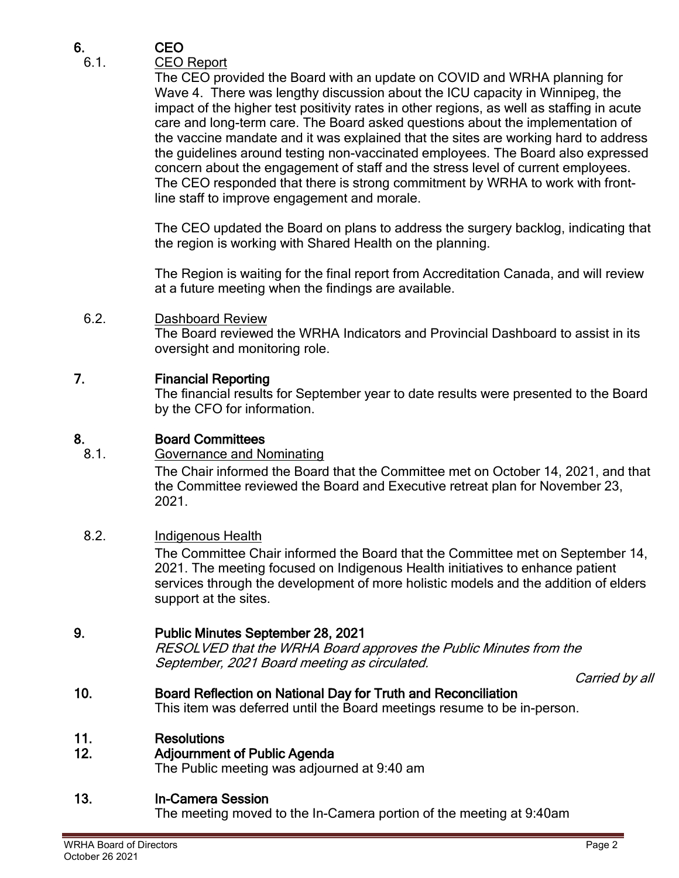## 6. CEO

### 6.1. CEO Report

The CEO provided the Board with an update on COVID and WRHA planning for Wave 4. There was lengthy discussion about the ICU capacity in Winnipeg, the impact of the higher test positivity rates in other regions, as well as staffing in acute care and long-term care. The Board asked questions about the implementation of the vaccine mandate and it was explained that the sites are working hard to address the guidelines around testing non-vaccinated employees. The Board also expressed concern about the engagement of staff and the stress level of current employees. The CEO responded that there is strong commitment by WRHA to work with front-line staff to improve engagement and morale.

The CEO updated the Board on plans to address the surgery backlog, indicating that the region is working with Shared Health on the planning.

The Region is waiting for the final report from Accreditation Canada, and will review at a future meeting when the findings are available.

### 6.2. Dashboard Review

The Board reviewed the WRHA Indicators and Provincial Dashboard to assist in its oversight and monitoring role.

## 7. Financial Reporting

The financial results for September year to date results were presented to the Board by the CFO for information.

## 8. Board Committees

### 8.1. Governance and Nominating

The Chair informed the Board that the Committee met on October 14, 2021, and that the Committee reviewed the Board and Executive retreat plan for November 23, 2021.

### 8.2. Indigenous Health

The Committee Chair informed the Board that the Committee met on September 14, 2021. The meeting focused on Indigenous Health initiatives to enhance patient services through the development of more holistic models and the addition of elders support at the sites.

## 9. Public Minutes September 28, 2021

*RESOLVED that the WRHA Board approves the Public Minutes from the September, 2021 Board meeting as circulated.*

*Carried by all*

## 10. Board Reflection on National Day for Truth and Reconciliation

This item was deferred until the Board meetings resume to be in-person.

## 11. Resolutions

## 12. Adjournment of Public Agenda

The Public meeting was adjourned at 9:40 am

## 13. In-Camera Session

The meeting moved to the In-Camera portion of the meeting at 9:40am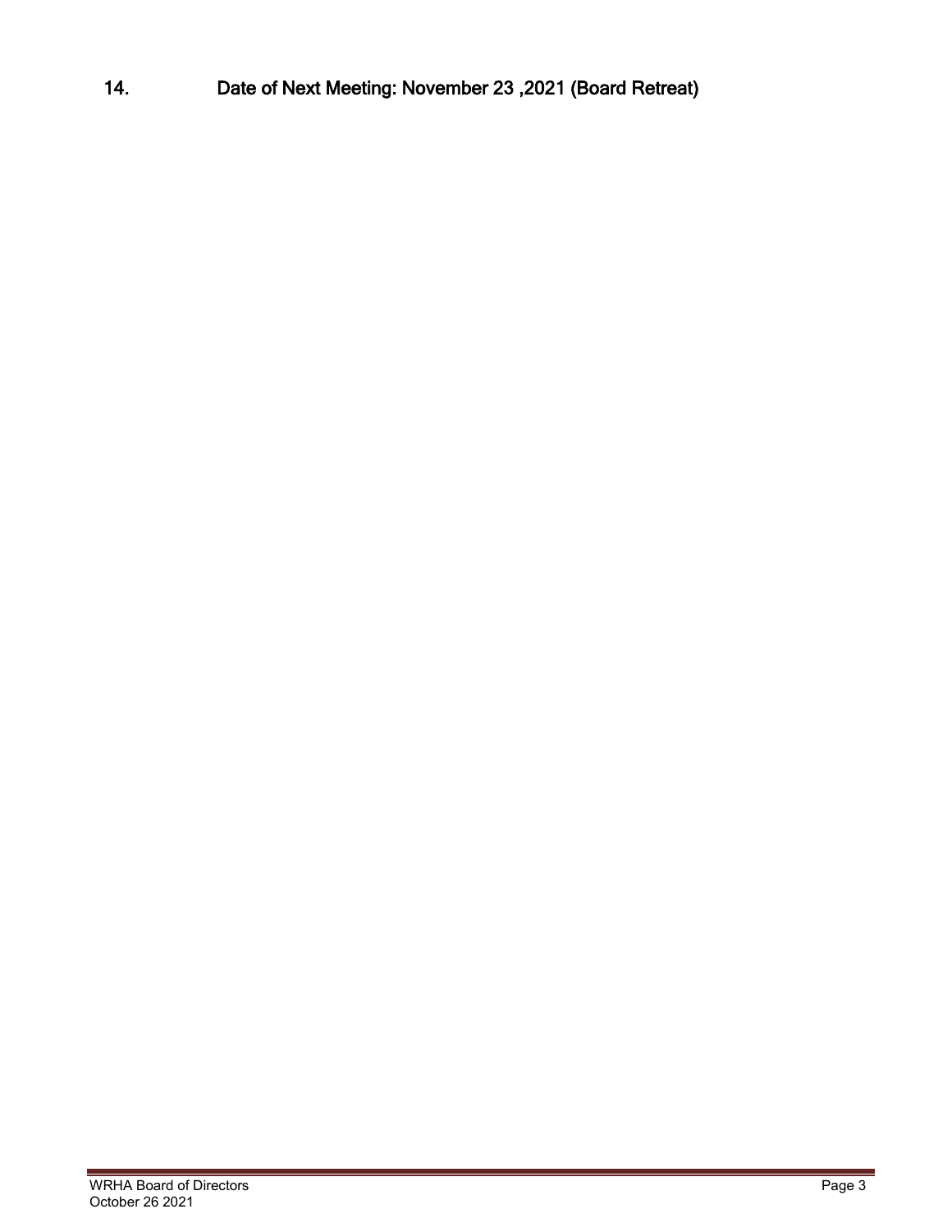14. Date of Next Meeting: November 23 ,2021 (Board Retreat)